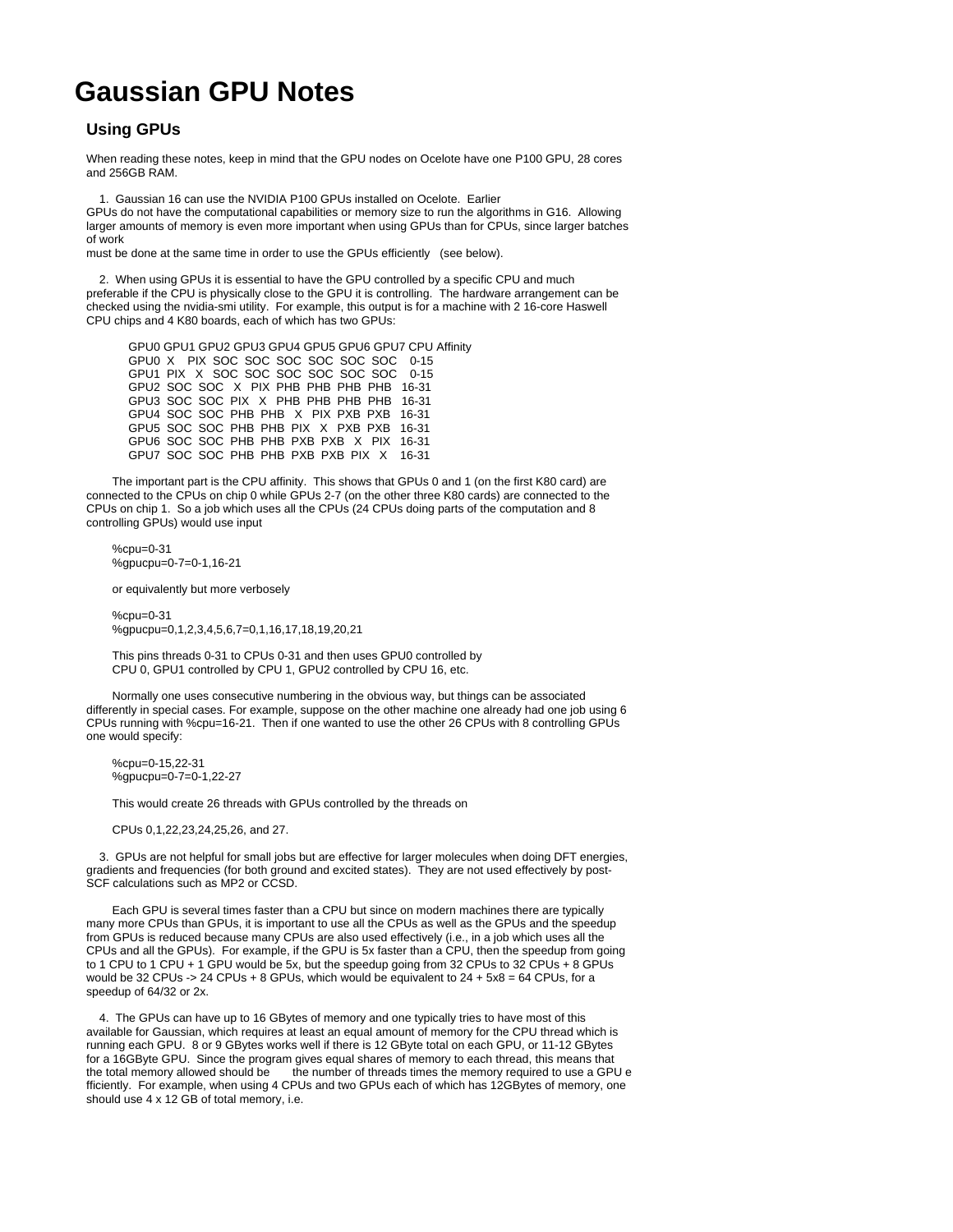# Gaussian GPU Notes

## Using GPUs

When reading these notes, keep in mind that the GPU nodes on Ocelote have one P100 GPU, 28 cores and 256GB RAM.

1. Gaussian 16 can use the NVIDIA P100 GPUs installed on Ocelote. Earlier GPUs do not have the computational capabilities or memory size to run the algorithms in G16. Allowing larger amounts of memory is even more important when using GPUs than for CPUs, since larger batches of work must be done at the same time in order to use the GPUs efficiently (see below).

2. When using GPUs it is essential to have the GPU controlled by a specific CPU and much preferable if the CPU is physically close to the GPU it is controlling. The hardware arrangement can be checked using the nvidia-smi utility. For example, this output is for a machine with 2 16-core Haswell CPU chips and 4 K80 boards, each of which has two GPUs:

```
GPU0 GPU1 GPU2 GPU3 GPU4 GPU5 GPU6 GPU7 CPU Affinity
GPU0  X   PIX  SOC  SOC  SOC  SOC  SOC  SOC   0-15
GPU1  PIX  X   SOC  SOC  SOC  SOC  SOC  SOC   0-15
GPU2  SOC  SOC  X   PIX  PHB  PHB  PHB  PHB   16-31
GPU3  SOC  SOC  PIX  X   PHB  PHB  PHB  PHB   16-31
GPU4  SOC  SOC  PHB  PHB  X   PIX  PXB  PXB   16-31
GPU5  SOC  SOC  PHB  PHB  PIX  X   PXB  PXB   16-31
GPU6  SOC  SOC  PHB  PHB  PXB  PXB  X   PIX   16-31
GPU7  SOC  SOC  PHB  PHB  PXB  PXB  PIX  X    16-31
```

The important part is the CPU affinity. This shows that GPUs 0 and 1 (on the first K80 card) are connected to the CPUs on chip 0 while GPUs 2-7 (on the other three K80 cards) are connected to the CPUs on chip 1. So a job which uses all the CPUs (24 CPUs doing parts of the computation and 8 controlling GPUs) would use input

```
%cpu=0-31
%gpucpu=0-7=0-1,16-21
```

or equivalently but more verbosely

```
%cpu=0-31
%gpucpu=0,1,2,3,4,5,6,7=0,1,16,17,18,19,20,21
```

This pins threads 0-31 to CPUs 0-31 and then uses GPU0 controlled by CPU 0, GPU1 controlled by CPU 1, GPU2 controlled by CPU 16, etc.

Normally one uses consecutive numbering in the obvious way, but things can be associated differently in special cases. For example, suppose on the other machine one already had one job using 6 CPUs running with %cpu=16-21. Then if one wanted to use the other 26 CPUs with 8 controlling GPUs one would specify:

```
%cpu=0-15,22-31
%gpucpu=0-7=0-1,22-27
```

This would create 26 threads with GPUs controlled by the threads on

CPUs 0,1,22,23,24,25,26, and 27.

3. GPUs are not helpful for small jobs but are effective for larger molecules when doing DFT energies, gradients and frequencies (for both ground and excited states). They are not used effectively by post-SCF calculations such as MP2 or CCSD.

Each GPU is several times faster than a CPU but since on modern machines there are typically many more CPUs than GPUs, it is important to use all the CPUs as well as the GPUs and the speedup from GPUs is reduced because many CPUs are also used effectively (i.e., in a job which uses all the CPUs and all the GPUs). For example, if the GPU is 5x faster than a CPU, then the speedup from going to 1 CPU to 1 CPU + 1 GPU would be 5x, but the speedup going from 32 CPUs to 32 CPUs + 8 GPUs would be 32 CPUs -> 24 CPUs + 8 GPUs, which would be equivalent to 24 + 5x8 = 64 CPUs, for a speedup of 64/32 or 2x.

4. The GPUs can have up to 16 GBytes of memory and one typically tries to have most of this available for Gaussian, which requires at least an equal amount of memory for the CPU thread which is running each GPU. 8 or 9 GBytes works well if there is 12 GByte total on each GPU, or 11-12 GBytes for a 16GByte GPU. Since the program gives equal shares of memory to each thread, this means that the total memory allowed should be the number of threads times the memory required to use a GPU efficiently. For example, when using 4 CPUs and two GPUs each of which has 12GBytes of memory, one should use 4 x 12 GB of total memory, i.e.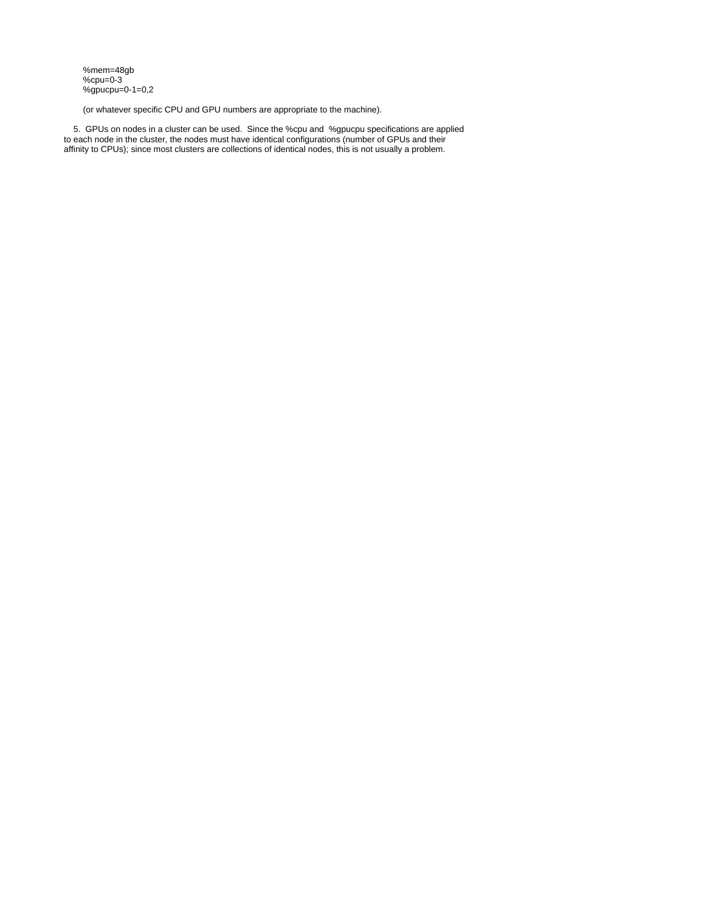```
%mem=48gb
%cpu=0-3
%gpucpu=0-1=0,2
```

(or whatever specific CPU and GPU numbers are appropriate to the machine).

5. GPUs on nodes in a cluster can be used. Since the %cpu and %gpucpu specifications are applied to each node in the cluster, the nodes must have identical configurations (number of GPUs and their affinity to CPUs); since most clusters are collections of identical nodes, this is not usually a problem.